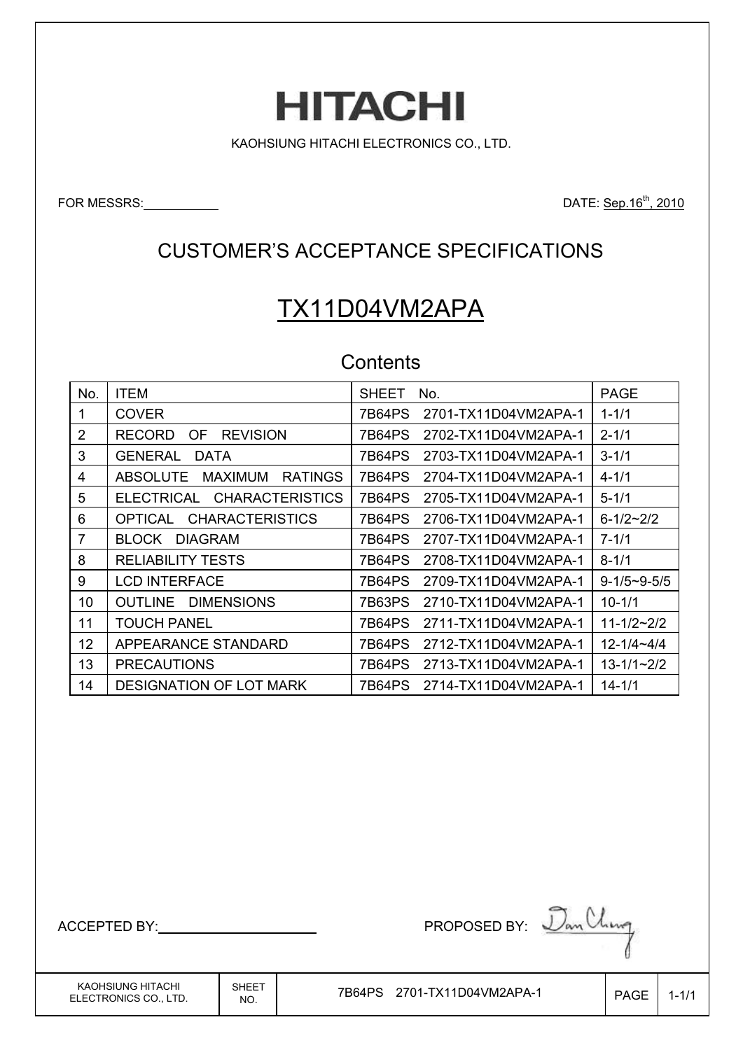# HITACHI

KAOHSIUNG HITACHI ELECTRONICS CO., LTD.

FOR MESSRS:

DATE: Sep.16th, 2010

## CUSTOMER'S ACCEPTANCE SPECIFICATIONS

## TX11D04VM2APA

### Contents

| No. | ITEM | SHEET No. | PAGE |
|---|---|---|---|
| 1 | COVER | 7B64PS 2701-TX11D04VM2APA-1 | 1-1/1 |
| 2 | RECORD OF REVISION | 7B64PS 2702-TX11D04VM2APA-1 | 2-1/1 |
| 3 | GENERAL DATA | 7B64PS 2703-TX11D04VM2APA-1 | 3-1/1 |
| 4 | ABSOLUTE MAXIMUM RATINGS | 7B64PS 2704-TX11D04VM2APA-1 | 4-1/1 |
| 5 | ELECTRICAL CHARACTERISTICS | 7B64PS 2705-TX11D04VM2APA-1 | 5-1/1 |
| 6 | OPTICAL CHARACTERISTICS | 7B64PS 2706-TX11D04VM2APA-1 | 6-1/2~2/2 |
| 7 | BLOCK DIAGRAM | 7B64PS 2707-TX11D04VM2APA-1 | 7-1/1 |
| 8 | RELIABILITY TESTS | 7B64PS 2708-TX11D04VM2APA-1 | 8-1/1 |
| 9 | LCD INTERFACE | 7B64PS 2709-TX11D04VM2APA-1 | 9-1/5~9-5/5 |
| 10 | OUTLINE DIMENSIONS | 7B63PS 2710-TX11D04VM2APA-1 | 10-1/1 |
| 11 | TOUCH PANEL | 7B64PS 2711-TX11D04VM2APA-1 | 11-1/2~2/2 |
| 12 | APPEARANCE STANDARD | 7B64PS 2712-TX11D04VM2APA-1 | 12-1/4~4/4 |
| 13 | PRECAUTIONS | 7B64PS 2713-TX11D04VM2APA-1 | 13-1/1~2/2 |
| 14 | DESIGNATION OF LOT MARK | 7B64PS 2714-TX11D04VM2APA-1 | 14-1/1 |

ACCEPTED BY: 

PROPOSED BY: Dan Chung

| KAOHSIUNG HITACHI ELECTRONICS CO., LTD. | SHEET NO. | 7B64PS 2701-TX11D04VM2APA-1 | PAGE | 1-1/1 |
|---|---|---|---|---|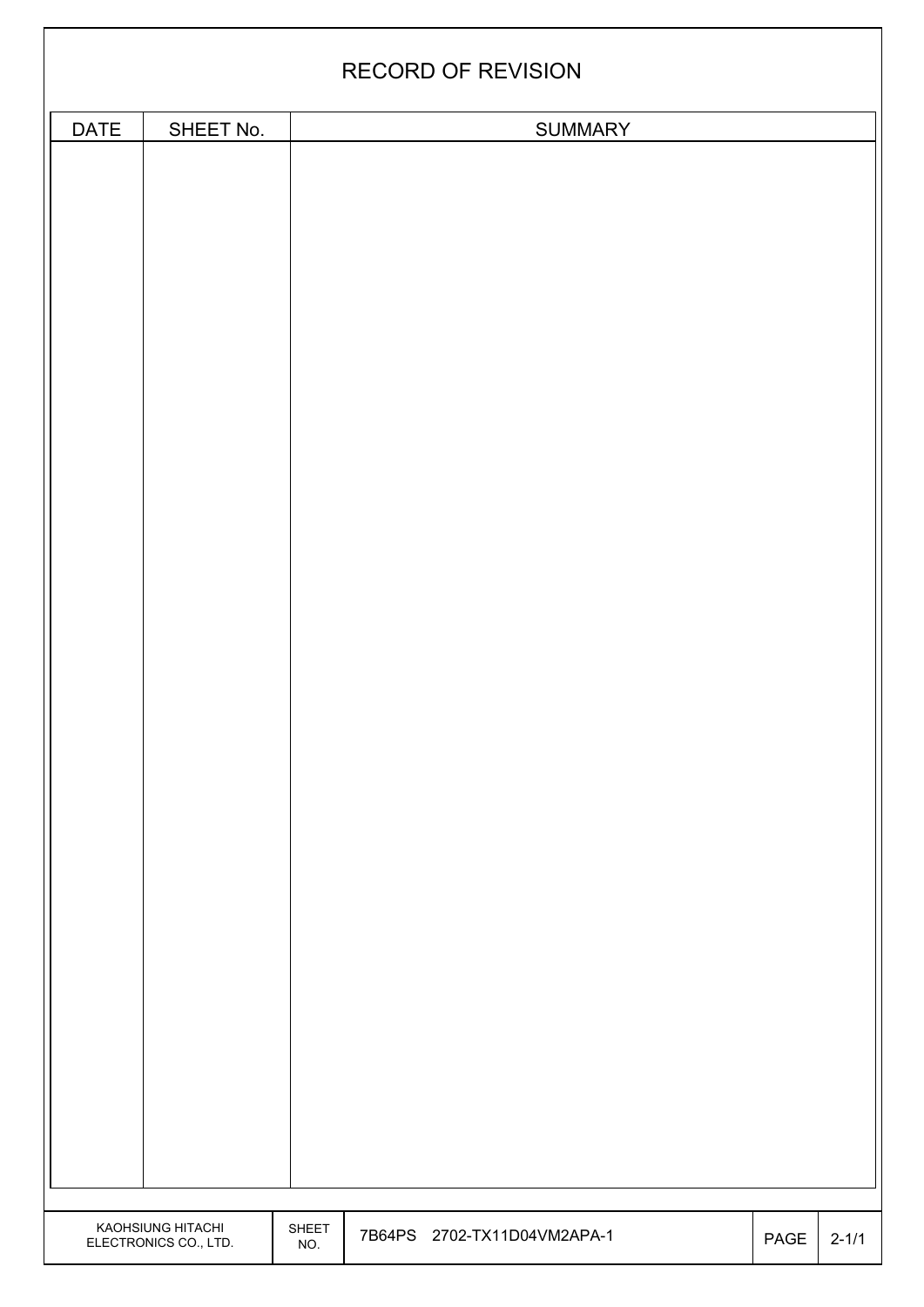# RECORD OF REVISION

| DATE | SHEET No. | SUMMARY |
|---|---|---|
| | | |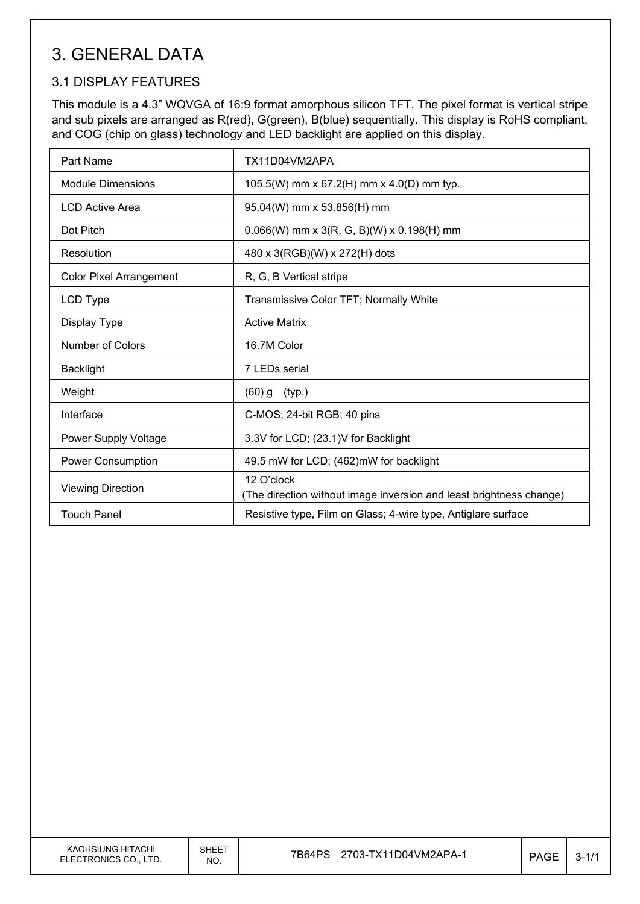# 3. GENERAL DATA

## 3.1 DISPLAY FEATURES

This module is a 4.3" WQVGA of 16:9 format amorphous silicon TFT. The pixel format is vertical stripe and sub pixels are arranged as R(red), G(green), B(blue) sequentially. This display is RoHS compliant, and COG (chip on glass) technology and LED backlight are applied on this display.

| Part Name | TX11D04VM2APA |
|---|---|
| Module Dimensions | 105.5(W) mm x 67.2(H) mm x 4.0(D) mm typ. |
| LCD Active Area | 95.04(W) mm x 53.856(H) mm |
| Dot Pitch | 0.066(W) mm x 3(R, G, B)(W) x 0.198(H) mm |
| Resolution | 480 x 3(RGB)(W) x 272(H) dots |
| Color Pixel Arrangement | R, G, B Vertical stripe |
| LCD Type | Transmissive Color TFT; Normally White |
| Display Type | Active Matrix |
| Number of Colors | 16.7M Color |
| Backlight | 7 LEDs serial |
| Weight | (60) g (typ.) |
| Interface | C-MOS; 24-bit RGB; 40 pins |
| Power Supply Voltage | 3.3V for LCD; (23.1)V for Backlight |
| Power Consumption | 49.5 mW for LCD; (462)mW for backlight |
| Viewing Direction | 12 O'clock (The direction without image inversion and least brightness change) |
| Touch Panel | Resistive type, Film on Glass; 4-wire type, Antiglare surface |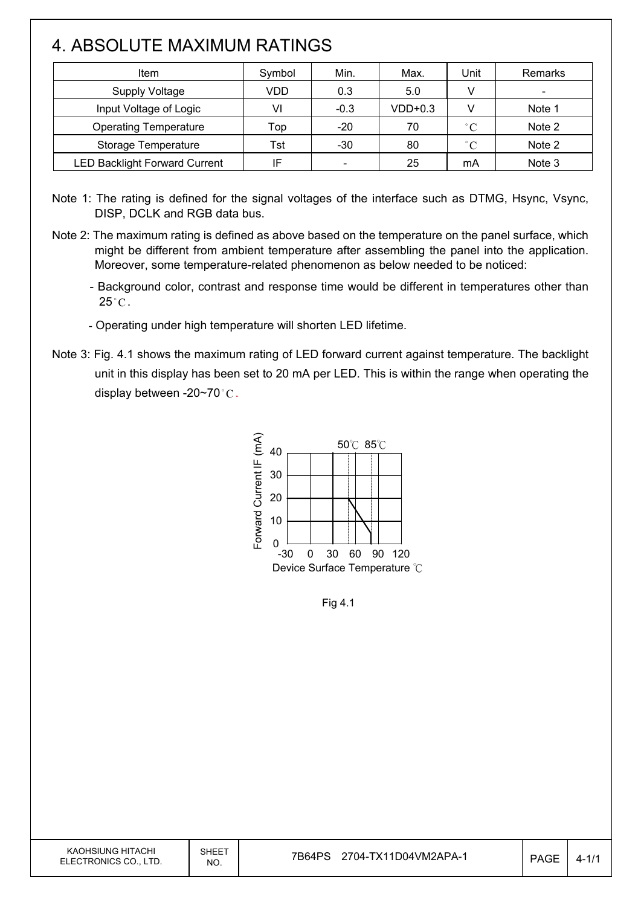## 4. ABSOLUTE MAXIMUM RATINGS

| Item | Symbol | Min. | Max. | Unit | Remarks |
|---|---|---|---|---|---|
| Supply Voltage | VDD | 0.3 | 5.0 | V | - |
| Input Voltage of Logic | VI | -0.3 | VDD+0.3 | V | Note 1 |
| Operating Temperature | Top | -20 | 70 | °C | Note 2 |
| Storage Temperature | Tst | -30 | 80 | °C | Note 2 |
| LED Backlight Forward Current | IF | - | 25 | mA | Note 3 |

Note 1: The rating is defined for the signal voltages of the interface such as DTMG, Hsync, Vsync, DISP, DCLK and RGB data bus.

Note 2: The maximum rating is defined as above based on the temperature on the panel surface, which might be different from ambient temperature after assembling the panel into the application. Moreover, some temperature-related phenomenon as below needed to be noticed:

- Background color, contrast and response time would be different in temperatures other than 25°C.
- Operating under high temperature will shorten LED lifetime.

Note 3: Fig. 4.1 shows the maximum rating of LED forward current against temperature. The backlight unit in this display has been set to 20 mA per LED. This is within the range when operating the display between -20~70°C.

Fig 4.1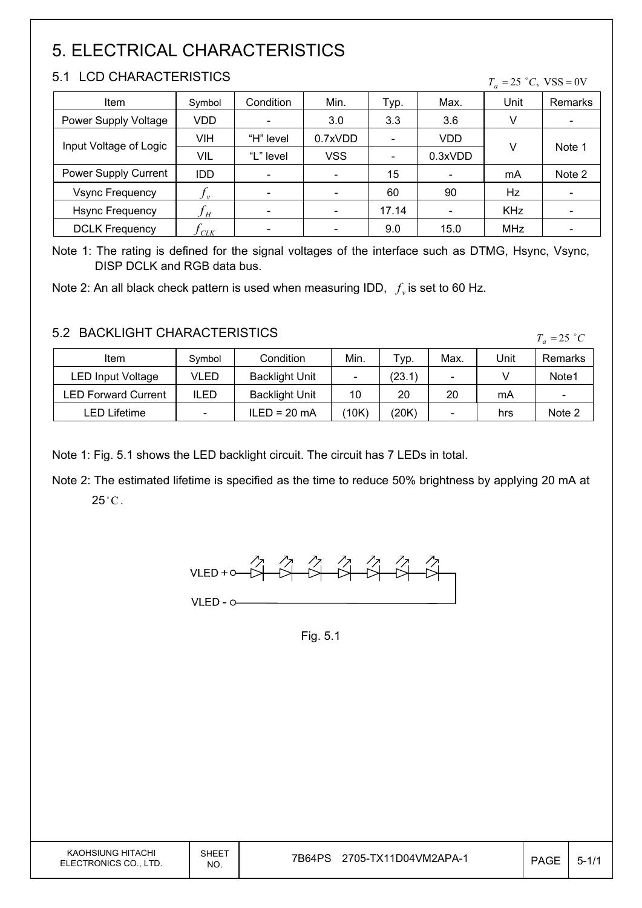# 5. ELECTRICAL CHARACTERISTICS

## 5.1 LCD CHARACTERISTICS

$T_a = 25\ ^{\circ}C,\ VSS = 0V$

| Item | Symbol | Condition | Min. | Typ. | Max. | Unit | Remarks |
|---|---|---|---|---|---|---|---|
| Power Supply Voltage | VDD | - | 3.0 | 3.3 | 3.6 | V | - |
| Input Voltage of Logic | VIH | "H" level | 0.7xVDD | - | VDD | V | Note 1 |
| | VIL | "L" level | VSS | - | 0.3xVDD | | |
| Power Supply Current | IDD | - | - | 15 | - | mA | Note 2 |
| Vsync Frequency | $f_v$ | - | - | 60 | 90 | Hz | - |
| Hsync Frequency | $f_H$ | - | - | 17.14 | - | KHz | - |
| DCLK Frequency | $f_{CLK}$ | - | - | 9.0 | 15.0 | MHz | - |

Note 1: The rating is defined for the signal voltages of the interface such as DTMG, Hsync, Vsync, DISP DCLK and RGB data bus.

Note 2: An all black check pattern is used when measuring IDD, $f_v$ is set to 60 Hz.

## 5.2 BACKLIGHT CHARACTERISTICS

$T_a = 25\ ^{\circ}C$

| Item | Symbol | Condition | Min. | Typ. | Max. | Unit | Remarks |
|---|---|---|---|---|---|---|---|
| LED Input Voltage | VLED | Backlight Unit | - | (23.1) | - | V | Note1 |
| LED Forward Current | ILED | Backlight Unit | 10 | 20 | 20 | mA | - |
| LED Lifetime | - | ILED = 20 mA | (10K) | (20K) | - | hrs | Note 2 |

Note 1: Fig. 5.1 shows the LED backlight circuit. The circuit has 7 LEDs in total.

Note 2: The estimated lifetime is specified as the time to reduce 50% brightness by applying 20 mA at 25°C.

VLED + 

VLED -

Fig. 5.1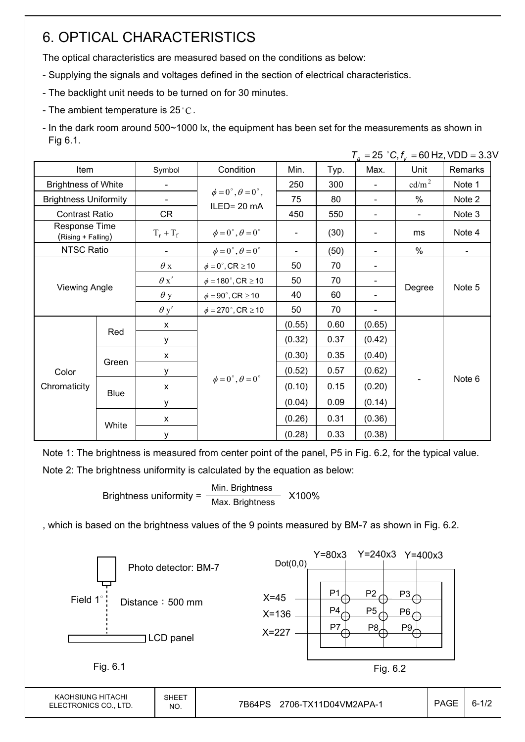# 6. OPTICAL CHARACTERISTICS

The optical characteristics are measured based on the conditions as below:

- Supplying the signals and voltages defined in the section of electrical characteristics.
- The backlight unit needs to be turned on for 30 minutes.
- The ambient temperature is 25°C.
- In the dark room around 500~1000 lx, the equipment has been set for the measurements as shown in Fig 6.1.

$T_a = 25\ ^\circ C, f_v = 60\,\text{Hz}, \text{VDD} = 3.3\text{V}$

| Item | | Symbol | Condition | Min. | Typ. | Max. | Unit | Remarks |
|---|---|---|---|---|---|---|---|---|
| Brightness of White | | - | $\phi = 0^\circ, \theta = 0^\circ$, ILED= 20 mA | 250 | 300 | - | $\text{cd/m}^2$ | Note 1 |
| Brightness Uniformity | | - | | 75 | 80 | - | % | Note 2 |
| Contrast Ratio | | CR | | 450 | 550 | - | - | Note 3 |
| Response Time (Rising + Falling) | | $T_r + T_f$ | $\phi = 0^\circ, \theta = 0^\circ$ | - | (30) | - | ms | Note 4 |
| NTSC Ratio | | - | $\phi = 0^\circ, \theta = 0^\circ$ | - | (50) | - | % | - |
| Viewing Angle | | $\theta x$ | $\phi = 0^\circ, CR \geq 10$ | 50 | 70 | - | Degree | Note 5 |
| | | $\theta x'$ | $\phi = 180^\circ, CR \geq 10$ | 50 | 70 | - | | |
| | | $\theta y$ | $\phi = 90^\circ, CR \geq 10$ | 40 | 60 | - | | |
| | | $\theta y'$ | $\phi = 270^\circ, CR \geq 10$ | 50 | 70 | - | | |
| Color Chromaticity | Red | x | $\phi = 0^\circ, \theta = 0^\circ$ | (0.55) | 0.60 | (0.65) | - | Note 6 |
| | | y | | (0.32) | 0.37 | (0.42) | | |
| | Green | x | | (0.30) | 0.35 | (0.40) | | |
| | | y | | (0.52) | 0.57 | (0.62) | | |
| | Blue | x | | (0.10) | 0.15 | (0.20) | | |
| | | y | | (0.04) | 0.09 | (0.14) | | |
| | White | x | | (0.26) | 0.31 | (0.36) | | |
| | | y | | (0.28) | 0.33 | (0.38) | | |

Note 1: The brightness is measured from center point of the panel, P5 in Fig. 6.2, for the typical value.

Note 2: The brightness uniformity is calculated by the equation as below:

$$\text{Brightness uniformity} = \frac{\text{Min. Brightness}}{\text{Max. Brightness}} \times 100\%$$

, which is based on the brightness values of the 9 points measured by BM-7 as shown in Fig. 6.2.

Photo detector: BM-7

Field 1°

Distance：500 mm

LCD panel

Fig. 6.1

Dot(0,0)　Y=80x3　Y=240x3　Y=400x3

X=45: P1, P2, P3

X=136: P4, P5, P6

X=227: P7, P8, P9

Fig. 6.2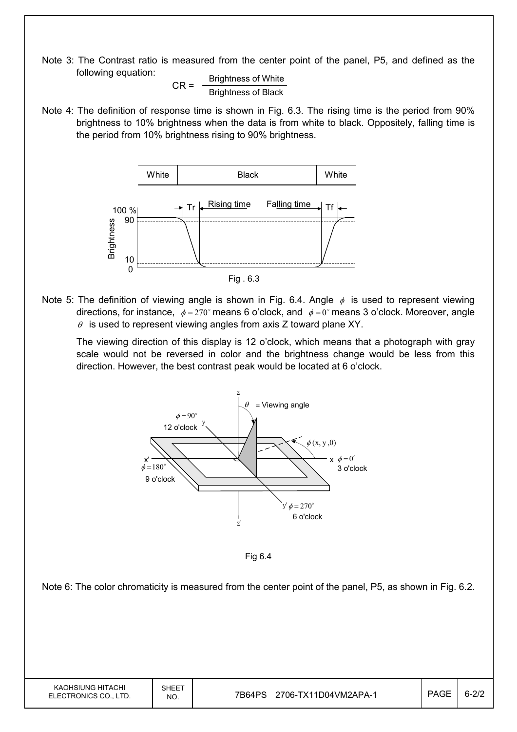Note 3: The Contrast ratio is measured from the center point of the panel, P5, and defined as the following equation:

$$CR = \frac{\text{Brightness of White}}{\text{Brightness of Black}}$$

Note 4: The definition of response time is shown in Fig. 6.3. The rising time is the period from 90% brightness to 10% brightness when the data is from white to black. Oppositely, falling time is the period from 10% brightness rising to 90% brightness.

Fig . 6.3

Note 5: The definition of viewing angle is shown in Fig. 6.4. Angle $\phi$ is used to represent viewing directions, for instance, $\phi = 270^\circ$ means 6 o'clock, and $\phi = 0^\circ$ means 3 o'clock. Moreover, angle $\theta$ is used to represent viewing angles from axis Z toward plane XY.

The viewing direction of this display is 12 o'clock, which means that a photograph with gray scale would not be reversed in color and the brightness change would be less from this direction. However, the best contrast peak would be located at 6 o'clock.

Fig 6.4

Note 6: The color chromaticity is measured from the center point of the panel, P5, as shown in Fig. 6.2.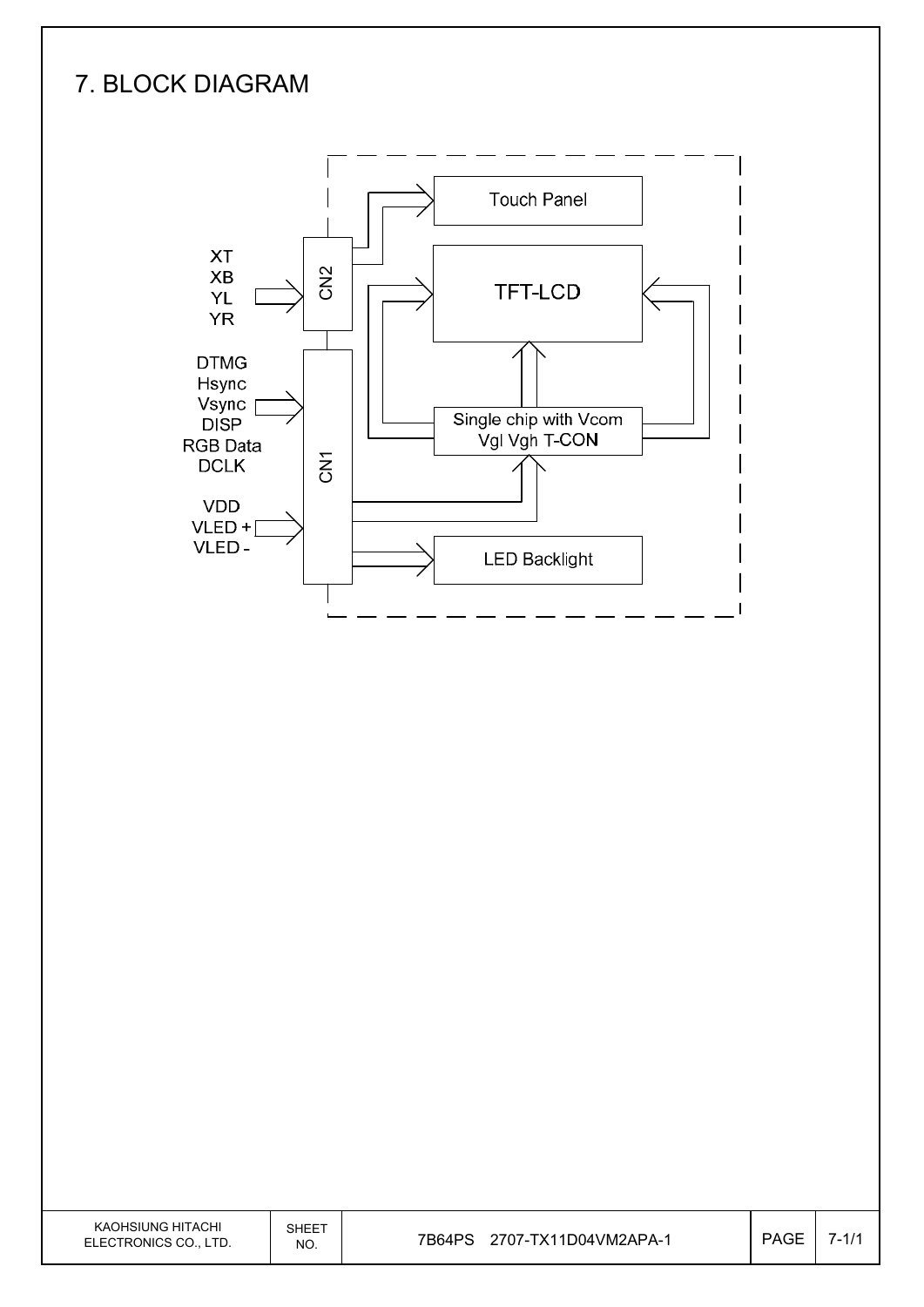# 7. BLOCK DIAGRAM

XT
XB
YL
YR

CN2

Touch Panel

TFT-LCD

DTMG
Hsync
Vsync
DISP
RGB Data
DCLK

CN1

Single chip with Vcom
Vgl Vgh T-CON

VDD
VLED +
VLED -

LED Backlight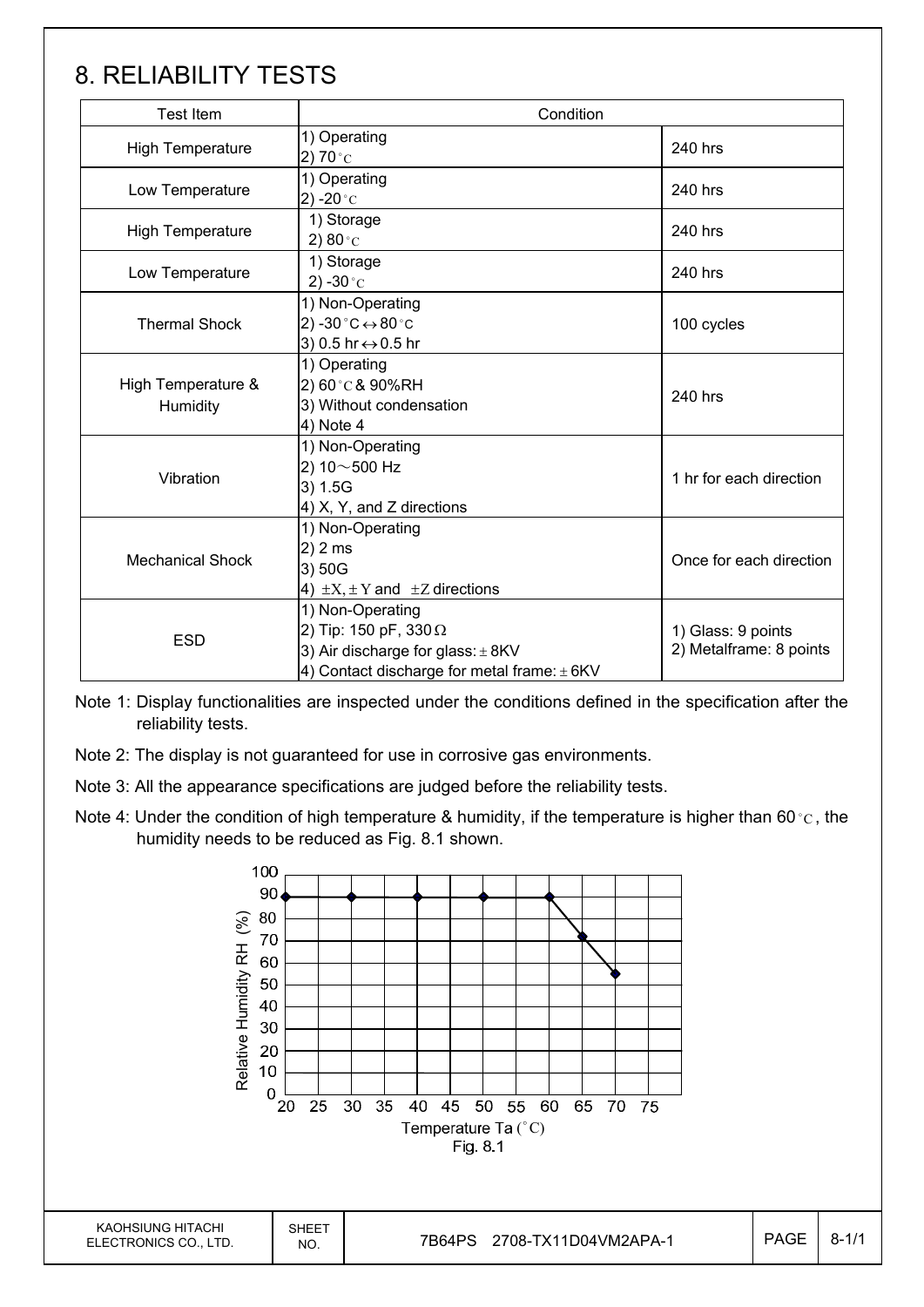# 8. RELIABILITY TESTS

| Test Item | Condition | |
|---|---|---|
| High Temperature | 1) Operating<br>2) 70 °C | 240 hrs |
| Low Temperature | 1) Operating<br>2) -20 °C | 240 hrs |
| High Temperature | 1) Storage<br>2) 80 °C | 240 hrs |
| Low Temperature | 1) Storage<br>2) -30 °C | 240 hrs |
| Thermal Shock | 1) Non-Operating<br>2) -30 °C ↔ 80 °C<br>3) 0.5 hr ↔ 0.5 hr | 100 cycles |
| High Temperature & Humidity | 1) Operating<br>2) 60 °C & 90%RH<br>3) Without condensation<br>4) Note 4 | 240 hrs |
| Vibration | 1) Non-Operating<br>2) 10～500 Hz<br>3) 1.5G<br>4) X, Y, and Z directions | 1 hr for each direction |
| Mechanical Shock | 1) Non-Operating<br>2) 2 ms<br>3) 50G<br>4) ±X, ±Y and ±Z directions | Once for each direction |
| ESD | 1) Non-Operating<br>2) Tip: 150 pF, 330 Ω<br>3) Air discharge for glass: ± 8KV<br>4) Contact discharge for metal frame: ± 6KV | 1) Glass: 9 points<br>2) Metalframe: 8 points |

Note 1: Display functionalities are inspected under the conditions defined in the specification after the reliability tests.

Note 2: The display is not guaranteed for use in corrosive gas environments.

Note 3: All the appearance specifications are judged before the reliability tests.

Note 4: Under the condition of high temperature & humidity, if the temperature is higher than 60 °C, the humidity needs to be reduced as Fig. 8.1 shown.

Fig. 8.1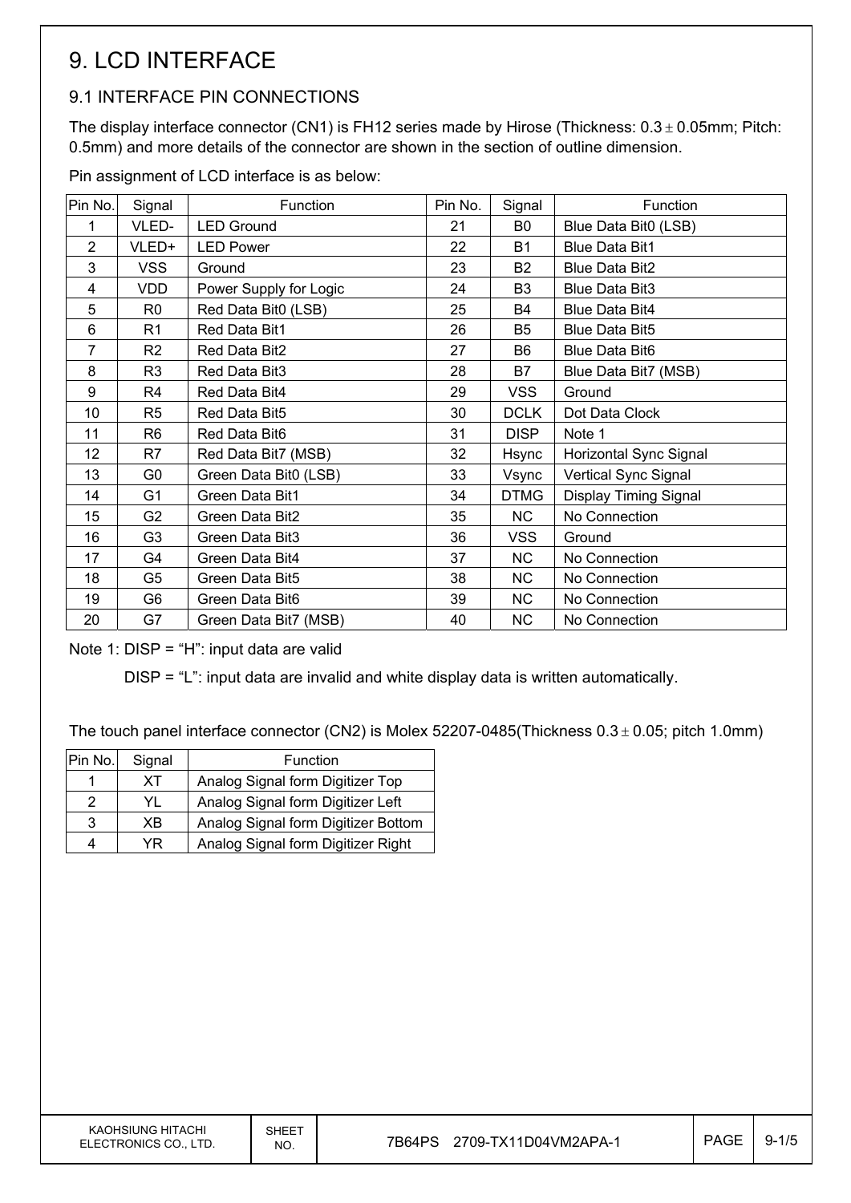# 9. LCD INTERFACE

## 9.1 INTERFACE PIN CONNECTIONS

The display interface connector (CN1) is FH12 series made by Hirose (Thickness: 0.3 ± 0.05mm; Pitch: 0.5mm) and more details of the connector are shown in the section of outline dimension.

Pin assignment of LCD interface is as below:

| Pin No. | Signal | Function | Pin No. | Signal | Function |
|---|---|---|---|---|---|
| 1 | VLED- | LED Ground | 21 | B0 | Blue Data Bit0 (LSB) |
| 2 | VLED+ | LED Power | 22 | B1 | Blue Data Bit1 |
| 3 | VSS | Ground | 23 | B2 | Blue Data Bit2 |
| 4 | VDD | Power Supply for Logic | 24 | B3 | Blue Data Bit3 |
| 5 | R0 | Red Data Bit0 (LSB) | 25 | B4 | Blue Data Bit4 |
| 6 | R1 | Red Data Bit1 | 26 | B5 | Blue Data Bit5 |
| 7 | R2 | Red Data Bit2 | 27 | B6 | Blue Data Bit6 |
| 8 | R3 | Red Data Bit3 | 28 | B7 | Blue Data Bit7 (MSB) |
| 9 | R4 | Red Data Bit4 | 29 | VSS | Ground |
| 10 | R5 | Red Data Bit5 | 30 | DCLK | Dot Data Clock |
| 11 | R6 | Red Data Bit6 | 31 | DISP | Note 1 |
| 12 | R7 | Red Data Bit7 (MSB) | 32 | Hsync | Horizontal Sync Signal |
| 13 | G0 | Green Data Bit0 (LSB) | 33 | Vsync | Vertical Sync Signal |
| 14 | G1 | Green Data Bit1 | 34 | DTMG | Display Timing Signal |
| 15 | G2 | Green Data Bit2 | 35 | NC | No Connection |
| 16 | G3 | Green Data Bit3 | 36 | VSS | Ground |
| 17 | G4 | Green Data Bit4 | 37 | NC | No Connection |
| 18 | G5 | Green Data Bit5 | 38 | NC | No Connection |
| 19 | G6 | Green Data Bit6 | 39 | NC | No Connection |
| 20 | G7 | Green Data Bit7 (MSB) | 40 | NC | No Connection |

Note 1: DISP = “H”: input data are valid

DISP = “L”: input data are invalid and white display data is written automatically.

The touch panel interface connector (CN2) is Molex 52207-0485(Thickness 0.3 ± 0.05; pitch 1.0mm)

| Pin No. | Signal | Function |
|---|---|---|
| 1 | XT | Analog Signal form Digitizer Top |
| 2 | YL | Analog Signal form Digitizer Left |
| 3 | XB | Analog Signal form Digitizer Bottom |
| 4 | YR | Analog Signal form Digitizer Right |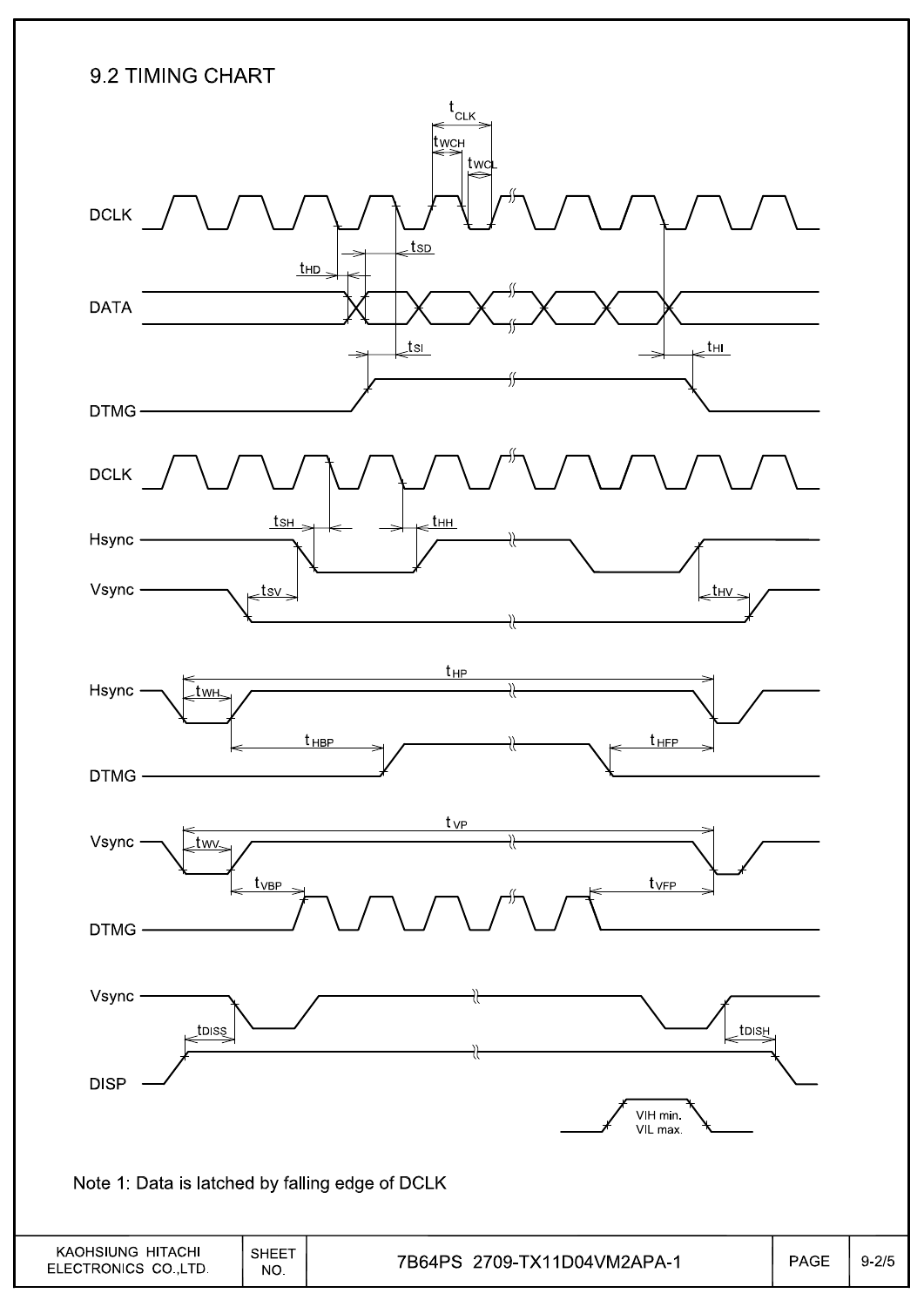## 9.2 TIMING CHART

Note 1: Data is latched by falling edge of DCLK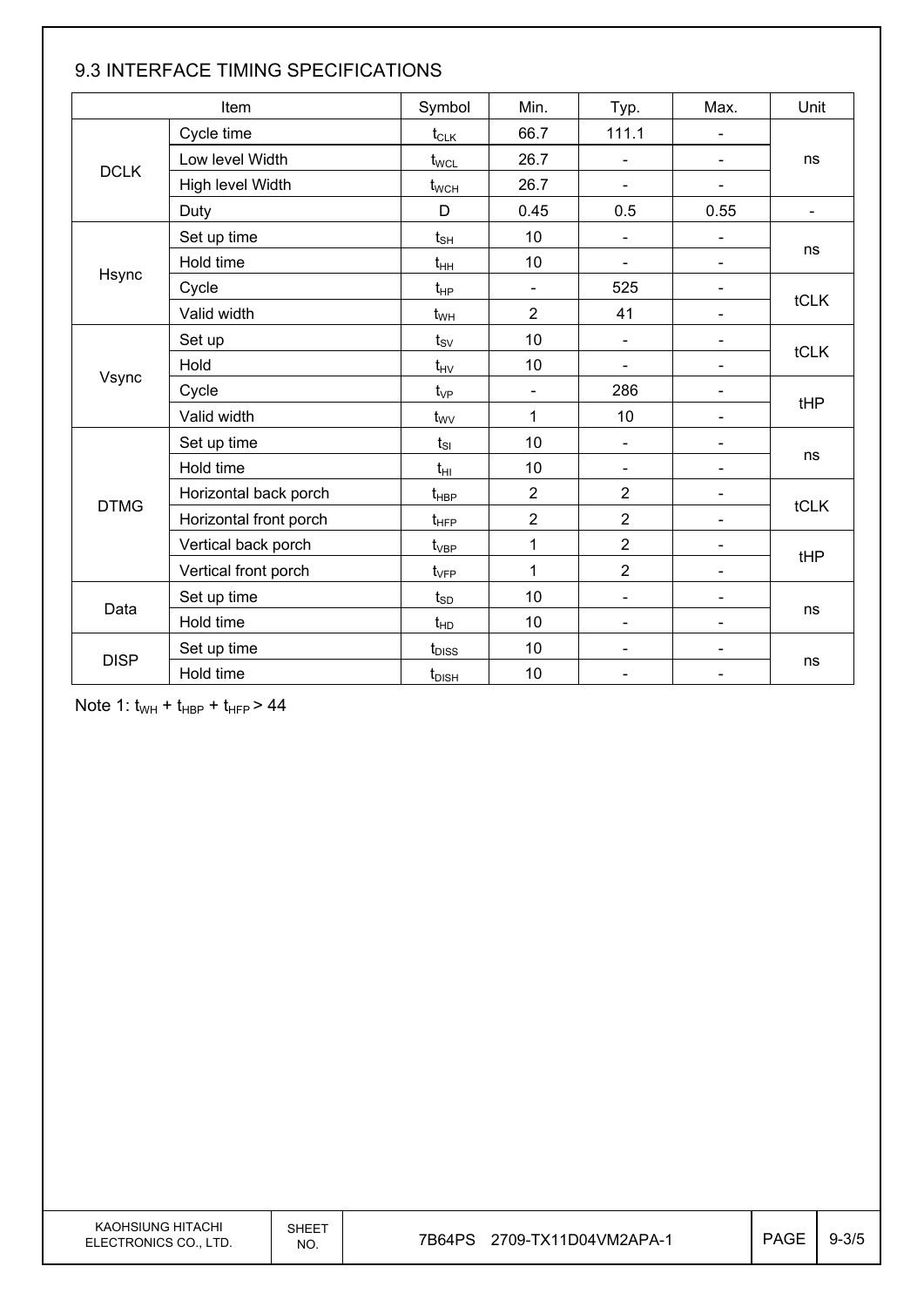## 9.3 INTERFACE TIMING SPECIFICATIONS

| Item | | Symbol | Min. | Typ. | Max. | Unit |
|---|---|---|---|---|---|---|
| DCLK | Cycle time | $t_{CLK}$ | 66.7 | 111.1 | - | ns |
| | Low level Width | $t_{WCL}$ | 26.7 | - | - | |
| | High level Width | $t_{WCH}$ | 26.7 | - | - | |
| | Duty | D | 0.45 | 0.5 | 0.55 | - |
| Hsync | Set up time | $t_{SH}$ | 10 | - | - | ns |
| | Hold time | $t_{HH}$ | 10 | - | - | |
| | Cycle | $t_{HP}$ | - | 525 | - | tCLK |
| | Valid width | $t_{WH}$ | 2 | 41 | - | |
| Vsync | Set up | $t_{SV}$ | 10 | - | - | tCLK |
| | Hold | $t_{HV}$ | 10 | - | - | |
| | Cycle | $t_{VP}$ | - | 286 | - | tHP |
| | Valid width | $t_{WV}$ | 1 | 10 | - | |
| DTMG | Set up time | $t_{SI}$ | 10 | - | - | ns |
| | Hold time | $t_{HI}$ | 10 | - | - | |
| | Horizontal back porch | $t_{HBP}$ | 2 | 2 | - | tCLK |
| | Horizontal front porch | $t_{HFP}$ | 2 | 2 | - | |
| | Vertical back porch | $t_{VBP}$ | 1 | 2 | - | tHP |
| | Vertical front porch | $t_{VFP}$ | 1 | 2 | - | |
| Data | Set up time | $t_{SD}$ | 10 | - | - | ns |
| | Hold time | $t_{HD}$ | 10 | - | - | |
| DISP | Set up time | $t_{DISS}$ | 10 | - | - | ns |
| | Hold time | $t_{DISH}$ | 10 | - | - | |

Note 1: $t_{WH} + t_{HBP} + t_{HFP} > 44$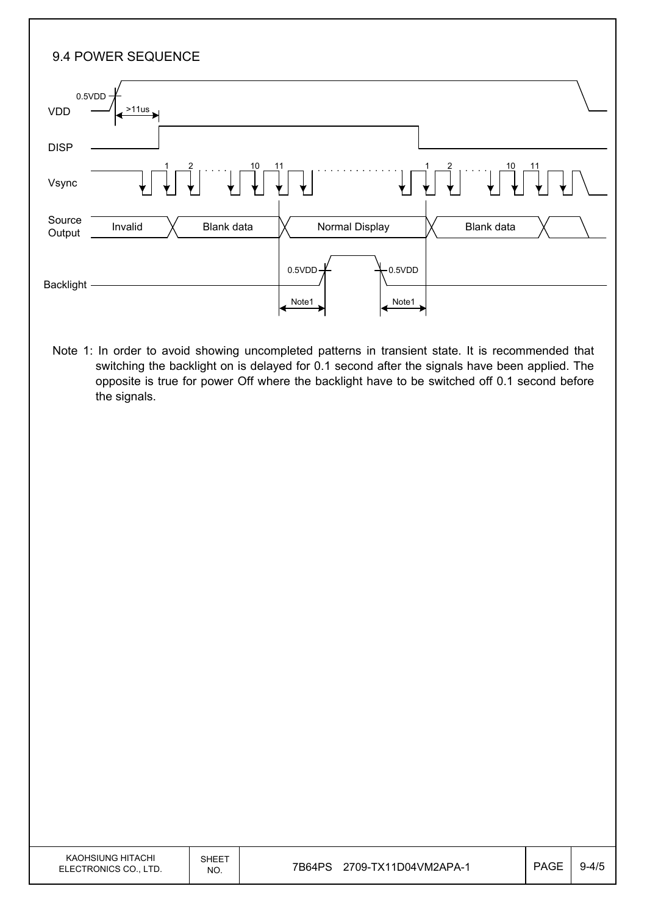## 9.4 POWER SEQUENCE

Note 1: In order to avoid showing uncompleted patterns in transient state. It is recommended that switching the backlight on is delayed for 0.1 second after the signals have been applied. The opposite is true for power Off where the backlight have to be switched off 0.1 second before the signals.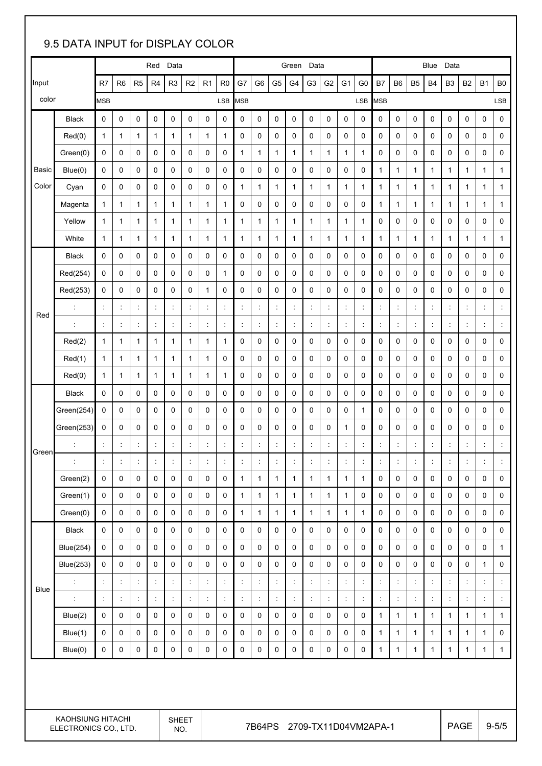## 9.5 DATA INPUT for DISPLAY COLOR

| Input color | | Red Data | | | | | | | | Green Data | | | | | | | | Blue Data | | | | | | | |
|---|---|---|---|---|---|---|---|---|---|---|---|---|---|---|---|---|---|---|---|---|---|---|---|---|---|
| | | R7 | R6 | R5 | R4 | R3 | R2 | R1 | R0 | G7 | G6 | G5 | G4 | G3 | G2 | G1 | G0 | B7 | B6 | B5 | B4 | B3 | B2 | B1 | B0 |
| | | MSB | | | | | | | LSB | MSB | | | | | | | LSB | MSB | | | | | | | LSB |
| Basic Color | Black | 0 | 0 | 0 | 0 | 0 | 0 | 0 | 0 | 0 | 0 | 0 | 0 | 0 | 0 | 0 | 0 | 0 | 0 | 0 | 0 | 0 | 0 | 0 | 0 |
| | Red(0) | 1 | 1 | 1 | 1 | 1 | 1 | 1 | 1 | 0 | 0 | 0 | 0 | 0 | 0 | 0 | 0 | 0 | 0 | 0 | 0 | 0 | 0 | 0 | 0 |
| | Green(0) | 0 | 0 | 0 | 0 | 0 | 0 | 0 | 0 | 1 | 1 | 1 | 1 | 1 | 1 | 1 | 1 | 0 | 0 | 0 | 0 | 0 | 0 | 0 | 0 |
| | Blue(0) | 0 | 0 | 0 | 0 | 0 | 0 | 0 | 0 | 0 | 0 | 0 | 0 | 0 | 0 | 0 | 0 | 1 | 1 | 1 | 1 | 1 | 1 | 1 | 1 |
| | Cyan | 0 | 0 | 0 | 0 | 0 | 0 | 0 | 0 | 1 | 1 | 1 | 1 | 1 | 1 | 1 | 1 | 1 | 1 | 1 | 1 | 1 | 1 | 1 | 1 |
| | Magenta | 1 | 1 | 1 | 1 | 1 | 1 | 1 | 1 | 0 | 0 | 0 | 0 | 0 | 0 | 0 | 0 | 1 | 1 | 1 | 1 | 1 | 1 | 1 | 1 |
| | Yellow | 1 | 1 | 1 | 1 | 1 | 1 | 1 | 1 | 1 | 1 | 1 | 1 | 1 | 1 | 1 | 1 | 0 | 0 | 0 | 0 | 0 | 0 | 0 | 0 |
| | White | 1 | 1 | 1 | 1 | 1 | 1 | 1 | 1 | 1 | 1 | 1 | 1 | 1 | 1 | 1 | 1 | 1 | 1 | 1 | 1 | 1 | 1 | 1 | 1 |
| Red | Black | 0 | 0 | 0 | 0 | 0 | 0 | 0 | 0 | 0 | 0 | 0 | 0 | 0 | 0 | 0 | 0 | 0 | 0 | 0 | 0 | 0 | 0 | 0 | 0 |
| | Red(254) | 0 | 0 | 0 | 0 | 0 | 0 | 0 | 1 | 0 | 0 | 0 | 0 | 0 | 0 | 0 | 0 | 0 | 0 | 0 | 0 | 0 | 0 | 0 | 0 |
| | Red(253) | 0 | 0 | 0 | 0 | 0 | 0 | 1 | 0 | 0 | 0 | 0 | 0 | 0 | 0 | 0 | 0 | 0 | 0 | 0 | 0 | 0 | 0 | 0 | 0 |
| | : | : | : | : | : | : | : | : | : | : | : | : | : | : | : | : | : | : | : | : | : | : | : | : | : |
| | : | : | : | : | : | : | : | : | : | : | : | : | : | : | : | : | : | : | : | : | : | : | : | : | : |
| | Red(2) | 1 | 1 | 1 | 1 | 1 | 1 | 1 | 1 | 0 | 0 | 0 | 0 | 0 | 0 | 0 | 0 | 0 | 0 | 0 | 0 | 0 | 0 | 0 | 0 |
| | Red(1) | 1 | 1 | 1 | 1 | 1 | 1 | 1 | 0 | 0 | 0 | 0 | 0 | 0 | 0 | 0 | 0 | 0 | 0 | 0 | 0 | 0 | 0 | 0 | 0 |
| | Red(0) | 1 | 1 | 1 | 1 | 1 | 1 | 1 | 1 | 0 | 0 | 0 | 0 | 0 | 0 | 0 | 0 | 0 | 0 | 0 | 0 | 0 | 0 | 0 | 0 |
| Green | Black | 0 | 0 | 0 | 0 | 0 | 0 | 0 | 0 | 0 | 0 | 0 | 0 | 0 | 0 | 0 | 0 | 0 | 0 | 0 | 0 | 0 | 0 | 0 | 0 |
| | Green(254) | 0 | 0 | 0 | 0 | 0 | 0 | 0 | 0 | 0 | 0 | 0 | 0 | 0 | 0 | 0 | 1 | 0 | 0 | 0 | 0 | 0 | 0 | 0 | 0 |
| | Green(253) | 0 | 0 | 0 | 0 | 0 | 0 | 0 | 0 | 0 | 0 | 0 | 0 | 0 | 0 | 1 | 0 | 0 | 0 | 0 | 0 | 0 | 0 | 0 | 0 |
| | : | : | : | : | : | : | : | : | : | : | : | : | : | : | : | : | : | : | : | : | : | : | : | : | : |
| | : | : | : | : | : | : | : | : | : | : | : | : | : | : | : | : | : | : | : | : | : | : | : | : | : |
| | Green(2) | 0 | 0 | 0 | 0 | 0 | 0 | 0 | 0 | 1 | 1 | 1 | 1 | 1 | 1 | 1 | 1 | 0 | 0 | 0 | 0 | 0 | 0 | 0 | 0 |
| | Green(1) | 0 | 0 | 0 | 0 | 0 | 0 | 0 | 0 | 1 | 1 | 1 | 1 | 1 | 1 | 1 | 0 | 0 | 0 | 0 | 0 | 0 | 0 | 0 | 0 |
| | Green(0) | 0 | 0 | 0 | 0 | 0 | 0 | 0 | 0 | 1 | 1 | 1 | 1 | 1 | 1 | 1 | 1 | 0 | 0 | 0 | 0 | 0 | 0 | 0 | 0 |
| Blue | Black | 0 | 0 | 0 | 0 | 0 | 0 | 0 | 0 | 0 | 0 | 0 | 0 | 0 | 0 | 0 | 0 | 0 | 0 | 0 | 0 | 0 | 0 | 0 | 0 |
| | Blue(254) | 0 | 0 | 0 | 0 | 0 | 0 | 0 | 0 | 0 | 0 | 0 | 0 | 0 | 0 | 0 | 0 | 0 | 0 | 0 | 0 | 0 | 0 | 0 | 1 |
| | Blue(253) | 0 | 0 | 0 | 0 | 0 | 0 | 0 | 0 | 0 | 0 | 0 | 0 | 0 | 0 | 0 | 0 | 0 | 0 | 0 | 0 | 0 | 0 | 1 | 0 |
| | : | : | : | : | : | : | : | : | : | : | : | : | : | : | : | : | : | : | : | : | : | : | : | : | : |
| | : | : | : | : | : | : | : | : | : | : | : | : | : | : | : | : | : | : | : | : | : | : | : | : | : |
| | Blue(2) | 0 | 0 | 0 | 0 | 0 | 0 | 0 | 0 | 0 | 0 | 0 | 0 | 0 | 0 | 0 | 0 | 1 | 1 | 1 | 1 | 1 | 1 | 1 | 1 |
| | Blue(1) | 0 | 0 | 0 | 0 | 0 | 0 | 0 | 0 | 0 | 0 | 0 | 0 | 0 | 0 | 0 | 0 | 1 | 1 | 1 | 1 | 1 | 1 | 1 | 0 |
| | Blue(0) | 0 | 0 | 0 | 0 | 0 | 0 | 0 | 0 | 0 | 0 | 0 | 0 | 0 | 0 | 0 | 0 | 1 | 1 | 1 | 1 | 1 | 1 | 1 | 1 |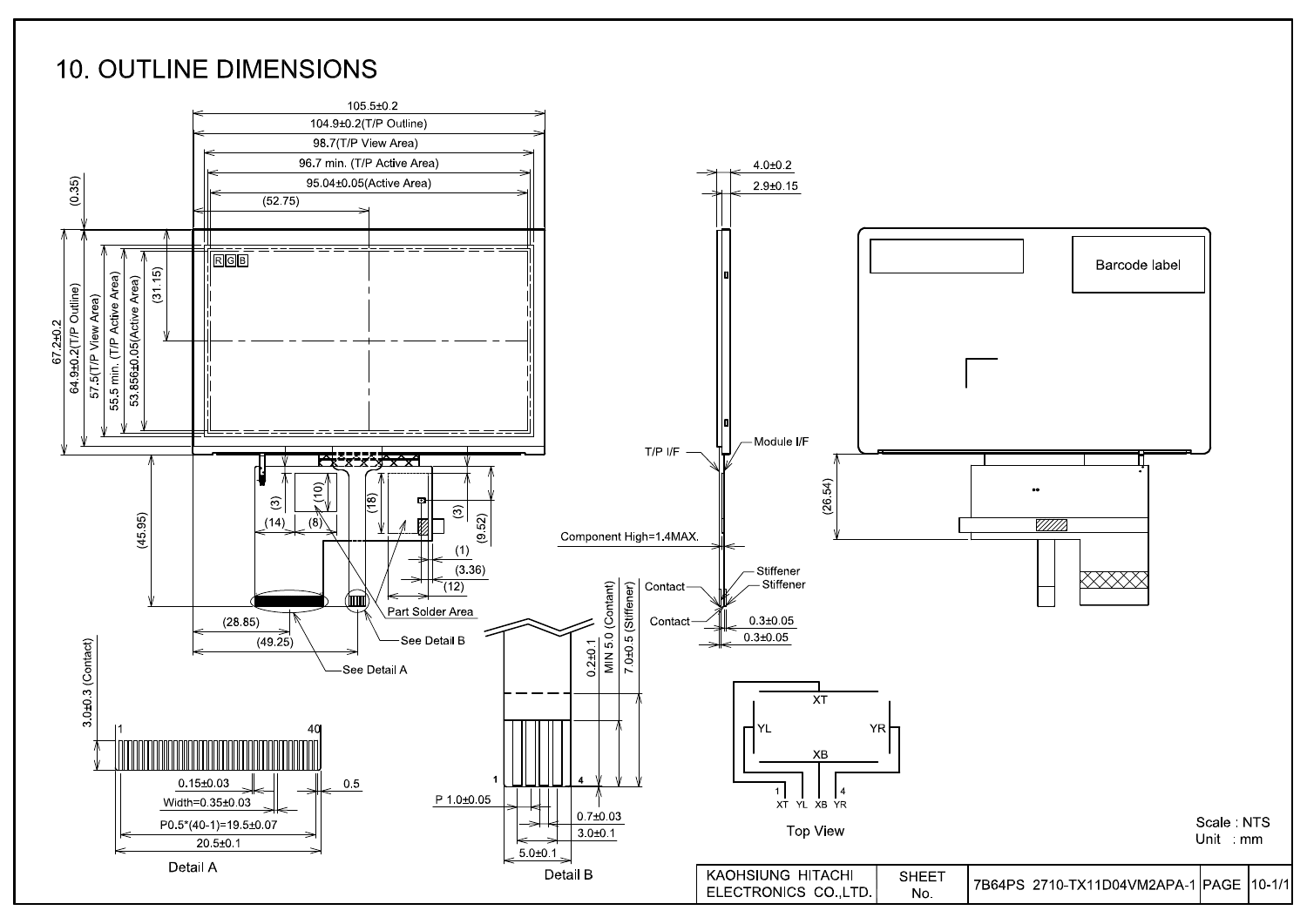# 10. OUTLINE DIMENSIONS

105.5±0.2

104.9±0.2(T/P Outline)

98.7(T/P View Area)

96.7 min. (T/P Active Area)

95.04±0.05(Active Area)

(52.75)

(0.35)

67.2±0.2

64.9±0.2(T/P Outline)

57.5(T/P View Area)

55.5 min. (T/P Active Area)

53.856±0.05(Active Area)

(31.15)

R G B

(45.95)

(3)

(10)

(18)

(3)

(14)

(8)

(9.52)

(1)

(3.36)

(12)

Part Solder Area

(28.85)

(49.25)

See Detail B

See Detail A

4.0±0.2

2.9±0.15

T/P I/F

Module I/F

Component High=1.4MAX.

Stiffener

Stiffener

Contact

Contact

0.3±0.05

0.3±0.05

Barcode label

(26.54)

XT

YL

YR

XB

1 XT YL XB YR 4

Top View

3.0±0.3 (Contact)

1

40

0.15±0.03

Width=0.35±0.03

0.5

P0.5*(40-1)=19.5±0.07

20.5±0.1

Detail A

0.2±0.1

MIN 5.0 (Contant)

7.0±0.5 (Stiffener)

1

4

P 1.0±0.05

0.7±0.03

3.0±0.1

5.0±0.1

Detail B

Scale : NTS

Unit : mm

| KAOHSIUNG HITACHI ELECTRONICS CO.,LTD. | SHEET No. | 7B64PS 2710-TX11D04VM2APA-1 | PAGE | 10-1/1 |
|---|---|---|---|---|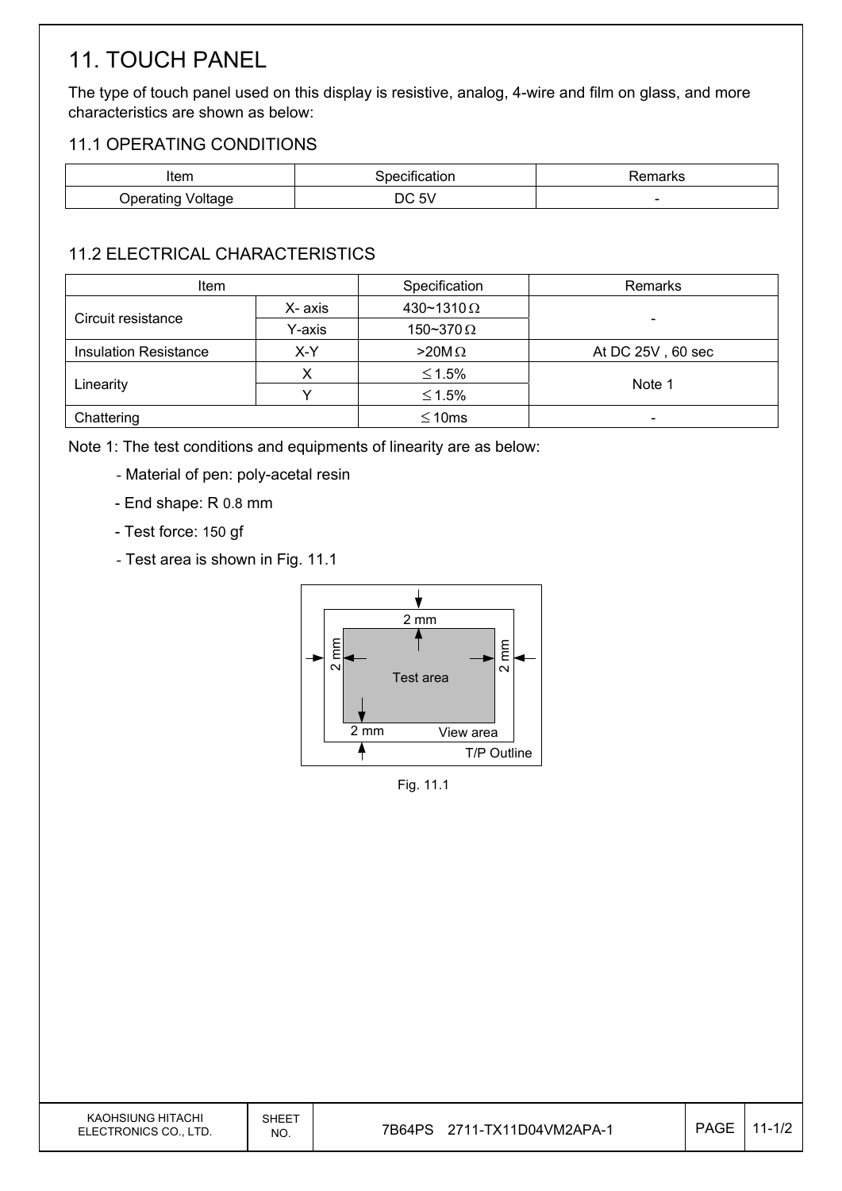# 11. TOUCH PANEL

The type of touch panel used on this display is resistive, analog, 4-wire and film on glass, and more characteristics are shown as below:

## 11.1 OPERATING CONDITIONS

| Item | Specification | Remarks |
|---|---|---|
| Operating Voltage | DC 5V | - |

## 11.2 ELECTRICAL CHARACTERISTICS

| Item | | Specification | Remarks |
|---|---|---|---|
| Circuit resistance | X- axis | 430~1310 Ω | - |
| | Y-axis | 150~370 Ω | |
| Insulation Resistance | X-Y | >20M Ω | At DC 25V , 60 sec |
| Linearity | X | ≤ 1.5% | Note 1 |
| | Y | ≤ 1.5% | |
| Chattering | | ≤ 10ms | - |

Note 1: The test conditions and equipments of linearity are as below:

- Material of pen: poly-acetal resin
- End shape: R 0.8 mm
- Test force: 150 gf
- Test area is shown in Fig. 11.1

2 mm

2 mm

2 mm

2 mm

Test area

View area

T/P Outline

Fig. 11.1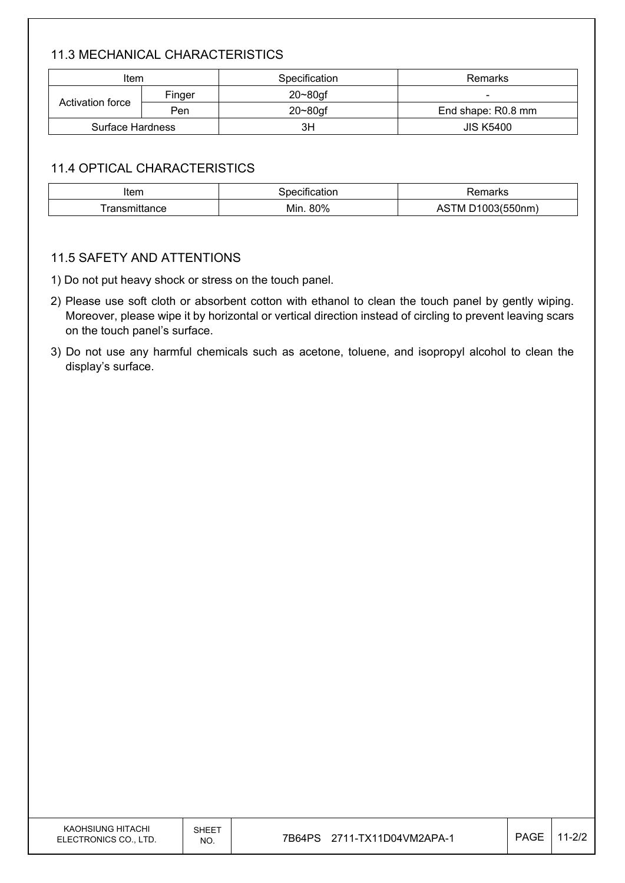### 11.3 MECHANICAL CHARACTERISTICS

| Item | | Specification | Remarks |
|---|---|---|---|
| Activation force | Finger | 20~80gf | - |
| | Pen | 20~80gf | End shape: R0.8 mm |
| Surface Hardness | | 3H | JIS K5400 |

### 11.4 OPTICAL CHARACTERISTICS

| Item | Specification | Remarks |
|---|---|---|
| Transmittance | Min. 80% | ASTM D1003(550nm) |

### 11.5 SAFETY AND ATTENTIONS

1) Do not put heavy shock or stress on the touch panel.
2) Please use soft cloth or absorbent cotton with ethanol to clean the touch panel by gently wiping. Moreover, please wipe it by horizontal or vertical direction instead of circling to prevent leaving scars on the touch panel's surface.
3) Do not use any harmful chemicals such as acetone, toluene, and isopropyl alcohol to clean the display's surface.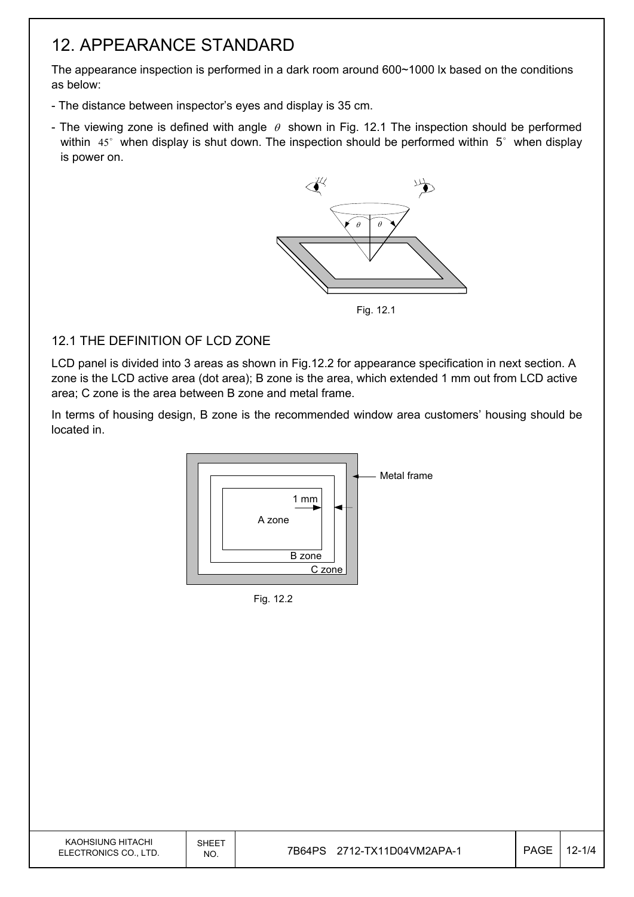# 12. APPEARANCE STANDARD

The appearance inspection is performed in a dark room around 600~1000 lx based on the conditions as below:

- The distance between inspector's eyes and display is 35 cm.
- The viewing zone is defined with angle $\theta$ shown in Fig. 12.1 The inspection should be performed within 45° when display is shut down. The inspection should be performed within 5° when display is power on.

Fig. 12.1

## 12.1 THE DEFINITION OF LCD ZONE

LCD panel is divided into 3 areas as shown in Fig.12.2 for appearance specification in next section. A zone is the LCD active area (dot area); B zone is the area, which extended 1 mm out from LCD active area; C zone is the area between B zone and metal frame.

In terms of housing design, B zone is the recommended window area customers' housing should be located in.

Fig. 12.2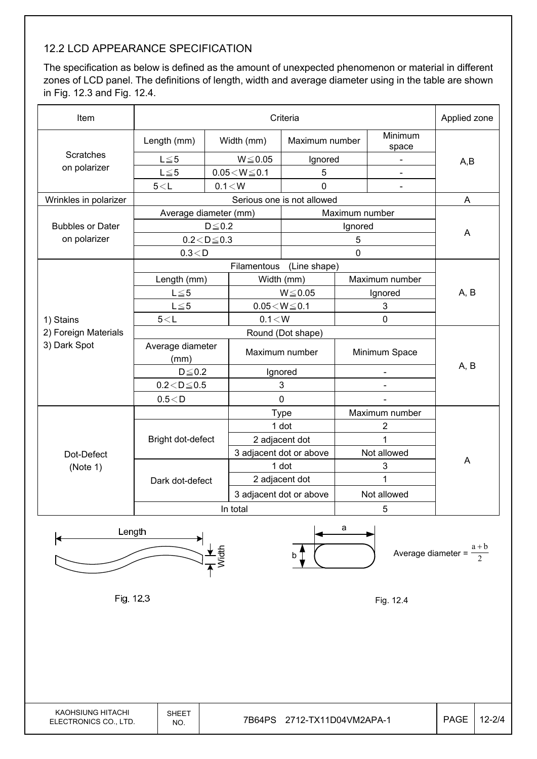## 12.2 LCD APPEARANCE SPECIFICATION

The specification as below is defined as the amount of unexpected phenomenon or material in different zones of LCD panel. The definitions of length, width and average diameter using in the table are shown in Fig. 12.3 and Fig. 12.4.

| Item | Criteria | | | | Applied zone |
|---|---|---|---|---|---|
| Scratches on polarizer | Length (mm) | Width (mm) | Maximum number | Minimum space | A,B |
| | L≦5 | W≦0.05 | Ignored | - | |
| | L≦5 | 0.05＜W≦0.1 | 5 | - | |
| | 5＜L | 0.1＜W | 0 | - | |
| Wrinkles in polarizer | Serious one is not allowed | | | | A |
| Bubbles or Dater on polarizer | Average diameter (mm) | | Maximum number | | A |
| | D≦0.2 | | Ignored | | |
| | 0.2＜D≦0.3 | | 5 | | |
| | 0.3＜D | | 0 | | |
| 1) Stains<br>2) Foreign Materials<br>3) Dark Spot | Filamentous (Line shape) | | | | A, B |
| | Length (mm) | Width (mm) | Maximum number | | |
| | L≦5 | W≦0.05 | Ignored | | |
| | L≦5 | 0.05＜W≦0.1 | 3 | | |
| | 5＜L | 0.1＜W | 0 | | |
| | Round (Dot shape) | | | | A, B |
| | Average diameter (mm) | Maximum number | Minimum Space | | |
| | D≦0.2 | Ignored | - | | |
| | 0.2＜D≦0.5 | 3 | - | | |
| | 0.5＜D | 0 | - | | |
| Dot-Defect (Note 1) | | Type | Maximum number | | A |
| | Bright dot-defect | 1 dot | 2 | | |
| | | 2 adjacent dot | 1 | | |
| | | 3 adjacent dot or above | Not allowed | | |
| | Dark dot-defect | 1 dot | 3 | | |
| | | 2 adjacent dot | 1 | | |
| | | 3 adjacent dot or above | Not allowed | | |
| | In total | | 5 | | |

Fig. 12.3

Average diameter = $\frac{a+b}{2}$

Fig. 12.4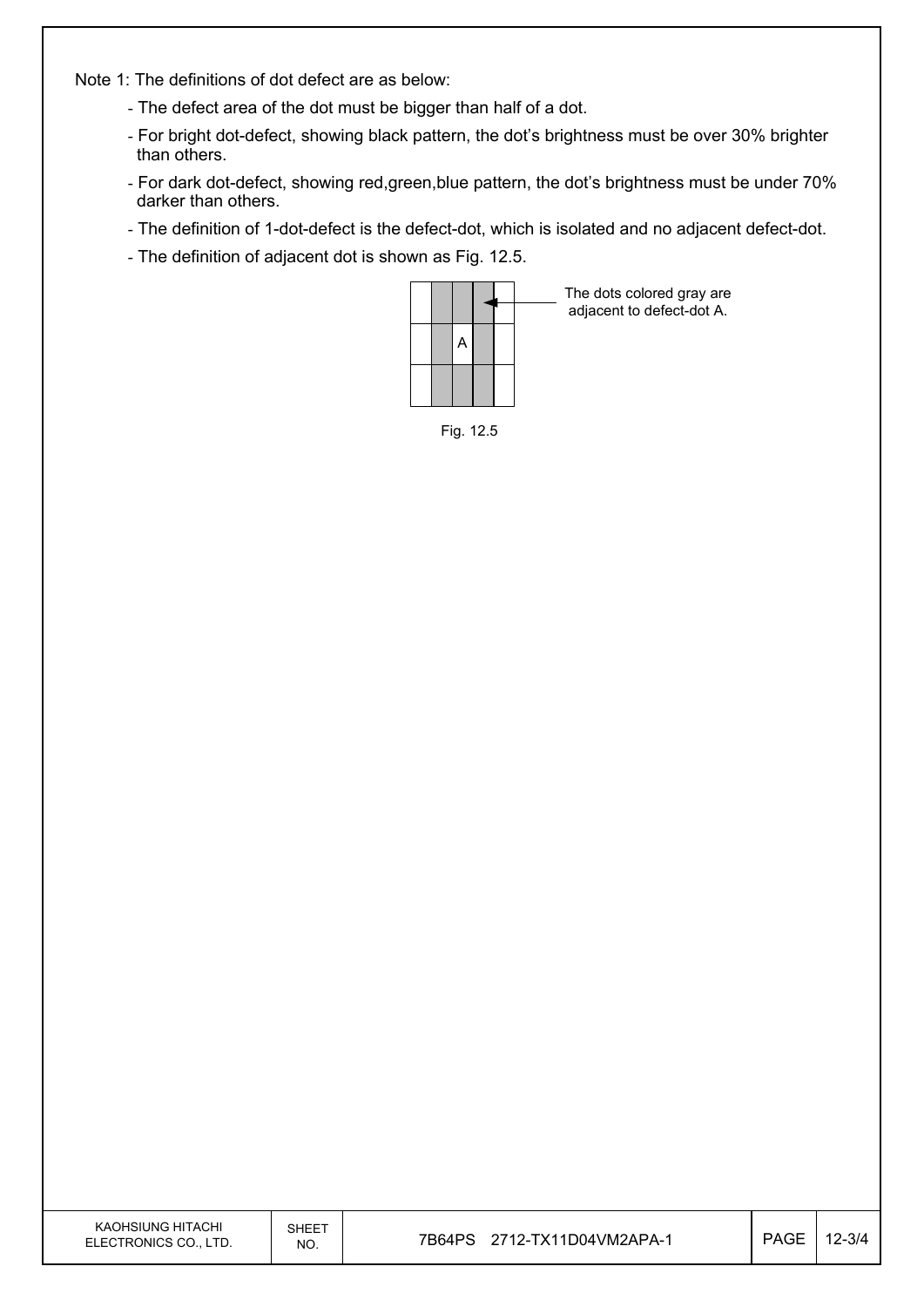Note 1: The definitions of dot defect are as below:

- The defect area of the dot must be bigger than half of a dot.
- For bright dot-defect, showing black pattern, the dot's brightness must be over 30% brighter than others.
- For dark dot-defect, showing red,green,blue pattern, the dot's brightness must be under 70% darker than others.
- The definition of 1-dot-defect is the defect-dot, which is isolated and no adjacent defect-dot.
- The definition of adjacent dot is shown as Fig. 12.5.

The dots colored gray are adjacent to defect-dot A.

Fig. 12.5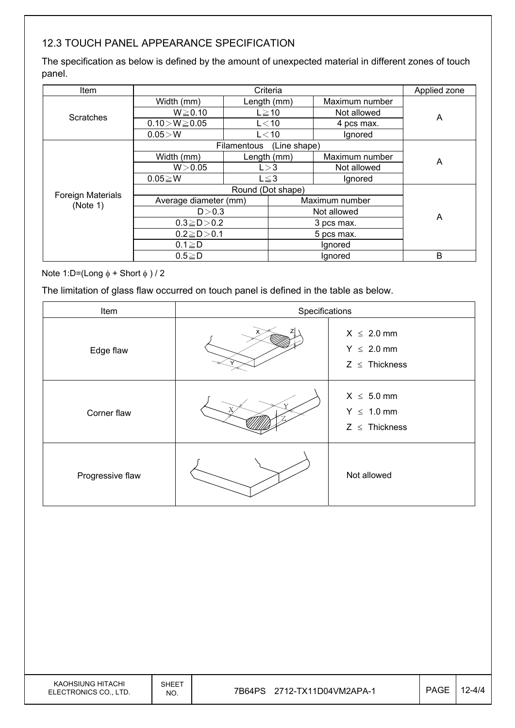## 12.3 TOUCH PANEL APPEARANCE SPECIFICATION

The specification as below is defined by the amount of unexpected material in different zones of touch panel.

| Item | Criteria | | | Applied zone |
|---|---|---|---|---|
| Scratches | Width (mm) | Length (mm) | Maximum number | A |
| | W≧0.10 | L≧10 | Not allowed | |
| | 0.10＞W≧0.05 | L＜10 | 4 pcs max. | |
| | 0.05＞W | L＜10 | Ignored | |
| Foreign Materials (Note 1) | Filamentous (Line shape) | | | A |
| | Width (mm) | Length (mm) | Maximum number | |
| | W＞0.05 | L＞3 | Not allowed | |
| | 0.05≧W | L≦3 | Ignored | |
| | Round (Dot shape) | | | A |
| | Average diameter (mm) | | Maximum number | |
| | D＞0.3 | | Not allowed | |
| | 0.3≧D＞0.2 | | 3 pcs max. | |
| | 0.2≧D＞0.1 | | 5 pcs max. | |
| | 0.1≧D | | Ignored | |
| | 0.5≧D | | Ignored | B |

Note 1:D=(Long ϕ + Short ϕ ) / 2

The limitation of glass flaw occurred on touch panel is defined in the table as below.

| Item | Specifications |
|---|---|
| Edge flaw | $X \leq 2.0$ mm<br>$Y \leq 2.0$ mm<br>$Z \leq$ Thickness |
| Corner flaw | $X \leq 5.0$ mm<br>$Y \leq 1.0$ mm<br>$Z \leq$ Thickness |
| Progressive flaw | Not allowed |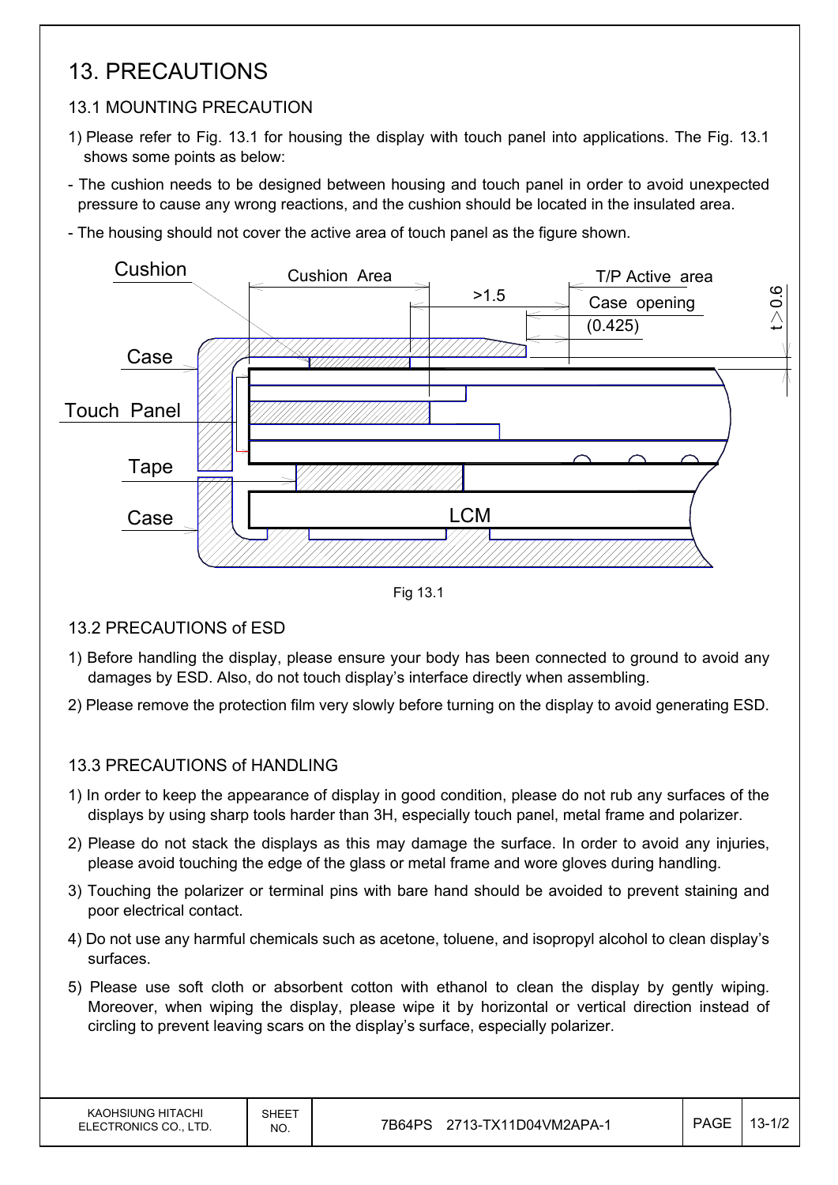# 13. PRECAUTIONS

## 13.1 MOUNTING PRECAUTION

1) Please refer to Fig. 13.1 for housing the display with touch panel into applications. The Fig. 13.1 shows some points as below:

- The cushion needs to be designed between housing and touch panel in order to avoid unexpected pressure to cause any wrong reactions, and the cushion should be located in the insulated area.
- The housing should not cover the active area of touch panel as the figure shown.

Fig 13.1

## 13.2 PRECAUTIONS of ESD

1) Before handling the display, please ensure your body has been connected to ground to avoid any damages by ESD. Also, do not touch display's interface directly when assembling.
2) Please remove the protection film very slowly before turning on the display to avoid generating ESD.

## 13.3 PRECAUTIONS of HANDLING

1) In order to keep the appearance of display in good condition, please do not rub any surfaces of the displays by using sharp tools harder than 3H, especially touch panel, metal frame and polarizer.
2) Please do not stack the displays as this may damage the surface. In order to avoid any injuries, please avoid touching the edge of the glass or metal frame and wore gloves during handling.
3) Touching the polarizer or terminal pins with bare hand should be avoided to prevent staining and poor electrical contact.
4) Do not use any harmful chemicals such as acetone, toluene, and isopropyl alcohol to clean display's surfaces.
5) Please use soft cloth or absorbent cotton with ethanol to clean the display by gently wiping. Moreover, when wiping the display, please wipe it by horizontal or vertical direction instead of circling to prevent leaving scars on the display's surface, especially polarizer.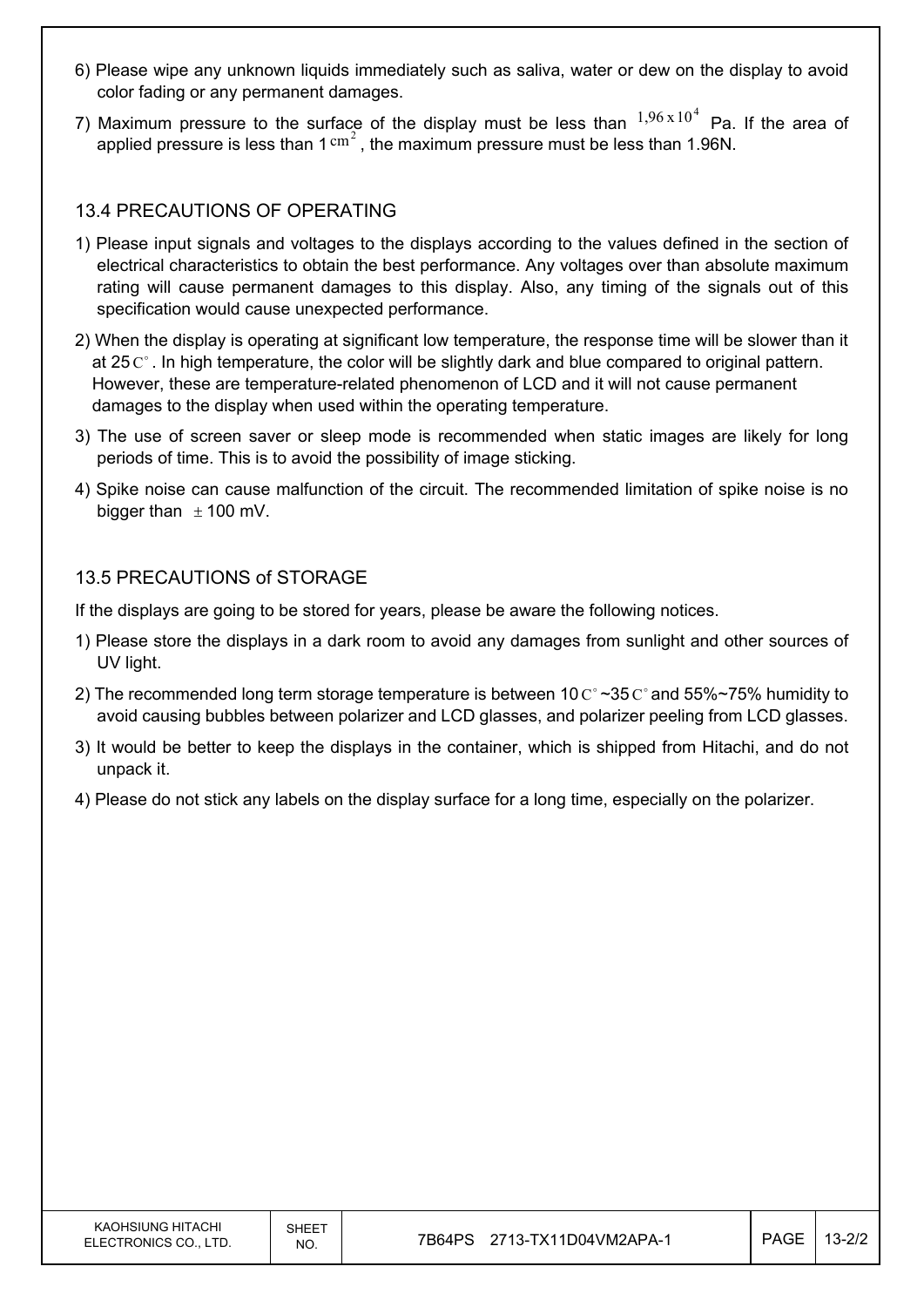6) Please wipe any unknown liquids immediately such as saliva, water or dew on the display to avoid color fading or any permanent damages.

7) Maximum pressure to the surface of the display must be less than $1{,}96 \times 10^4$ Pa. If the area of applied pressure is less than 1 $cm^2$, the maximum pressure must be less than 1.96N.

## 13.4 PRECAUTIONS OF OPERATING

1) Please input signals and voltages to the displays according to the values defined in the section of electrical characteristics to obtain the best performance. Any voltages over than absolute maximum rating will cause permanent damages to this display. Also, any timing of the signals out of this specification would cause unexpected performance.

2) When the display is operating at significant low temperature, the response time will be slower than it at 25 C°. In high temperature, the color will be slightly dark and blue compared to original pattern. However, these are temperature-related phenomenon of LCD and it will not cause permanent damages to the display when used within the operating temperature.

3) The use of screen saver or sleep mode is recommended when static images are likely for long periods of time. This is to avoid the possibility of image sticking.

4) Spike noise can cause malfunction of the circuit. The recommended limitation of spike noise is no bigger than $\pm$ 100 mV.

## 13.5 PRECAUTIONS of STORAGE

If the displays are going to be stored for years, please be aware the following notices.

1) Please store the displays in a dark room to avoid any damages from sunlight and other sources of UV light.

2) The recommended long term storage temperature is between 10 C° ~35 C° and 55%~75% humidity to avoid causing bubbles between polarizer and LCD glasses, and polarizer peeling from LCD glasses.

3) It would be better to keep the displays in the container, which is shipped from Hitachi, and do not unpack it.

4) Please do not stick any labels on the display surface for a long time, especially on the polarizer.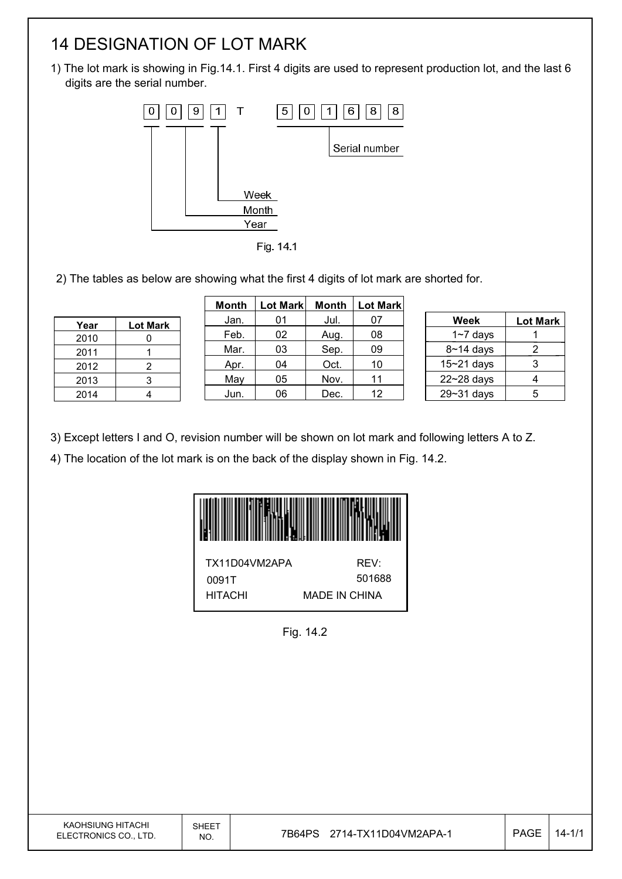# 14 DESIGNATION OF LOT MARK

1) The lot mark is showing in Fig.14.1. First 4 digits are used to represent production lot, and the last 6 digits are the serial number.

0 0 9 1 T 5 0 1 6 8 8

Serial number

Week

Month

Year

Fig. 14.1

2) The tables as below are showing what the first 4 digits of lot mark are shorted for.

| Year | Lot Mark |
|---|---|
| 2010 | 0 |
| 2011 | 1 |
| 2012 | 2 |
| 2013 | 3 |
| 2014 | 4 |

| Month | Lot Mark | Month | Lot Mark |
|---|---|---|---|
| Jan. | 01 | Jul. | 07 |
| Feb. | 02 | Aug. | 08 |
| Mar. | 03 | Sep. | 09 |
| Apr. | 04 | Oct. | 10 |
| May | 05 | Nov. | 11 |
| Jun. | 06 | Dec. | 12 |

| Week | Lot Mark |
|---|---|
| 1~7 days | 1 |
| 8~14 days | 2 |
| 15~21 days | 3 |
| 22~28 days | 4 |
| 29~31 days | 5 |

3) Except letters I and O, revision number will be shown on lot mark and following letters A to Z.

4) The location of the lot mark is on the back of the display shown in Fig. 14.2.

TX11D04VM2APA REV:

0091T 501688

HITACHI MADE IN CHINA

Fig. 14.2